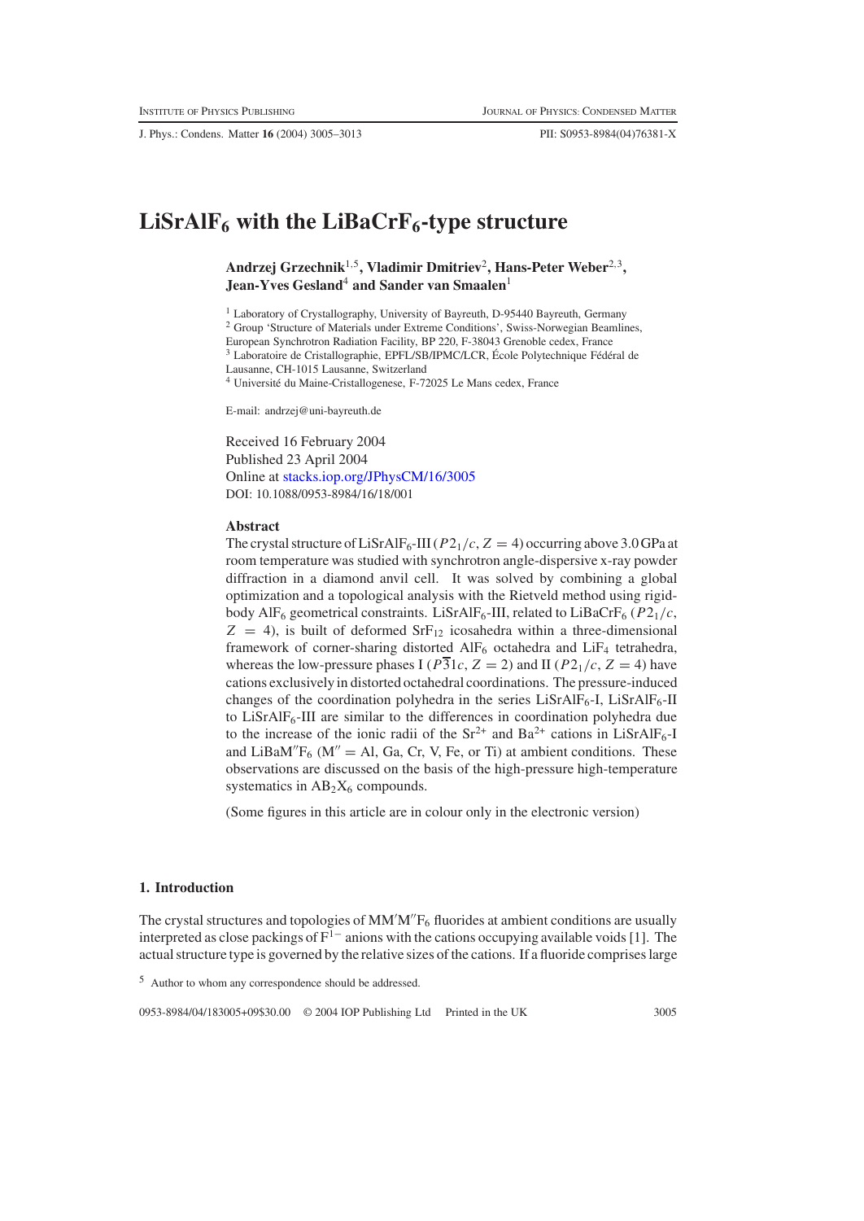# $LiSrAlF_6$ with the $LiBaCrF_6$-type structure

**Andrzej Grzechnik[1,5], Vladimir Dmitriev[2], Hans-Peter Weber[2,3], Jean-Yves Gesland[4] and Sander van Smaalen[1]**

[1] Laboratory of Crystallography, University of Bayreuth, D-95440 Bayreuth, Germany
[2] Group 'Structure of Materials under Extreme Conditions', Swiss-Norwegian Beamlines, European Synchrotron Radiation Facility, BP 220, F-38043 Grenoble cedex, France
[3] Laboratoire de Cristallographie, EPFL/SB/IPMC/LCR, École Polytechnique Fédéral de Lausanne, CH-1015 Lausanne, Switzerland
[4] Université du Maine-Cristallogenese, F-72025 Le Mans cedex, France

E-mail: andrzej@uni-bayreuth.de

Received 16 February 2004
Published 23 April 2004
Online at stacks.iop.org/JPhysCM/16/3005
DOI: 10.1088/0953-8984/16/18/001

### Abstract

The crystal structure of $LiSrAlF_6$-III ($P2_1/c$, $Z = 4$) occurring above 3.0 GPa at room temperature was studied with synchrotron angle-dispersive x-ray powder diffraction in a diamond anvil cell. It was solved by combining a global optimization and a topological analysis with the Rietveld method using rigid-body $AlF_6$ geometrical constraints. $LiSrAlF_6$-III, related to $LiBaCrF_6$ ($P2_1/c$, $Z = 4$), is built of deformed $SrF_{12}$ icosahedra within a three-dimensional framework of corner-sharing distorted $AlF_6$ octahedra and $LiF_4$ tetrahedra, whereas the low-pressure phases I ($P\overline{3}1c$, $Z = 2$) and II ($P2_1/c$, $Z = 4$) have cations exclusively in distorted octahedral coordinations. The pressure-induced changes of the coordination polyhedra in the series $LiSrAlF_6$-I, $LiSrAlF_6$-II to $LiSrAlF_6$-III are similar to the differences in coordination polyhedra due to the increase of the ionic radii of the $Sr^{2+}$ and $Ba^{2+}$ cations in $LiSrAlF_6$-I and $LiBaM''F_6$ ($M''$ = Al, Ga, Cr, V, Fe, or Ti) at ambient conditions. These observations are discussed on the basis of the high-pressure high-temperature systematics in $AB_2X_6$ compounds.

(Some figures in this article are in colour only in the electronic version)

## 1. Introduction

The crystal structures and topologies of $MM'M''F_6$ fluorides at ambient conditions are usually interpreted as close packings of $F^{1-}$ anions with the cations occupying available voids [1]. The actual structure type is governed by the relative sizes of the cations. If a fluoride comprises large

[5] Author to whom any correspondence should be addressed.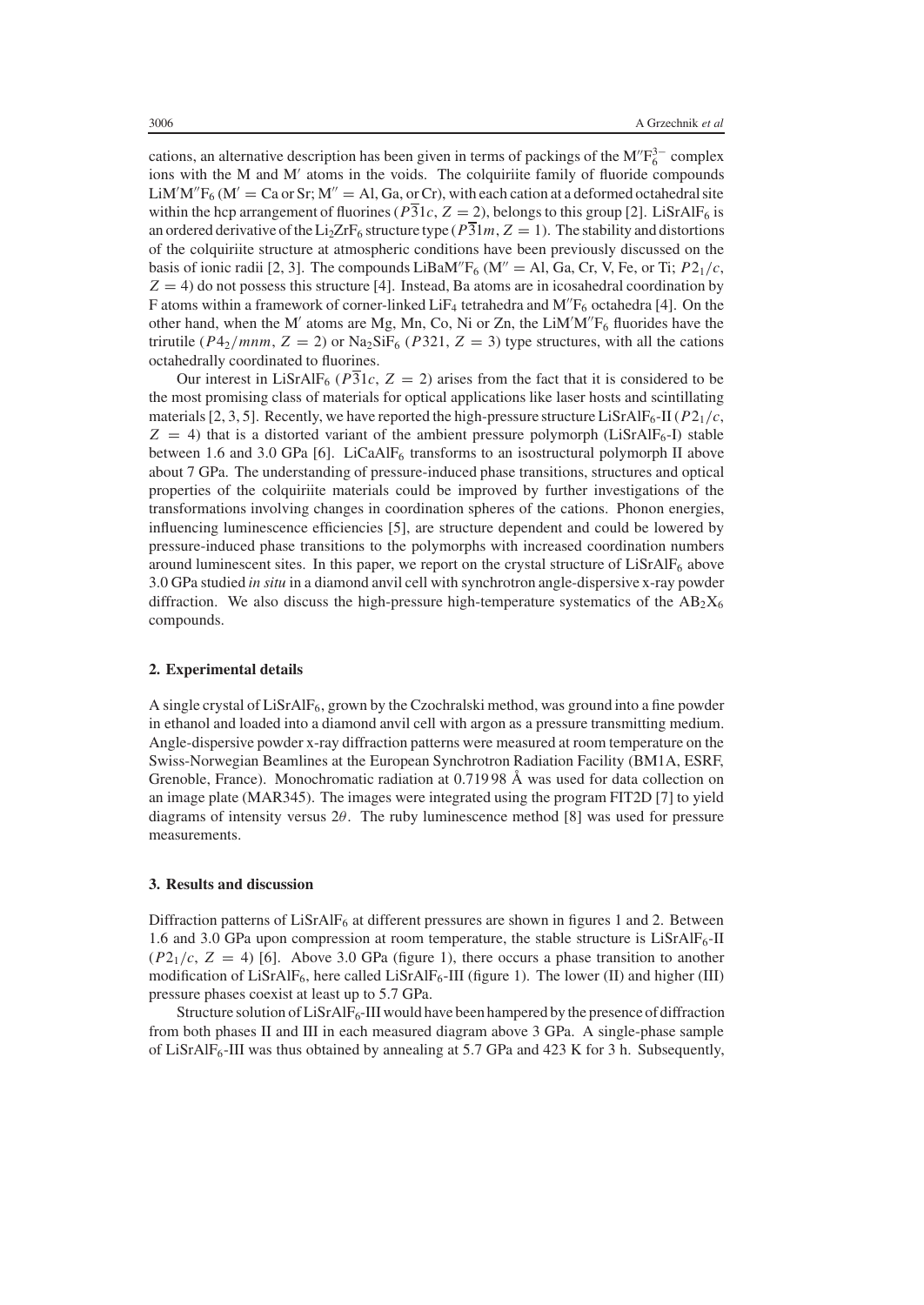cations, an alternative description has been given in terms of packings of the $M''F_6^{3-}$ complex ions with the M and M′ atoms in the voids. The colquiriite family of fluoride compounds $LiM'M''F_6$ (M′ = Ca or Sr; M″ = Al, Ga, or Cr), with each cation at a deformed octahedral site within the hcp arrangement of fluorines ($P\overline{3}1c$, $Z = 2$), belongs to this group [2]. $LiSrAlF_6$ is an ordered derivative of the $Li_2ZrF_6$ structure type ($P\overline{3}1m$, $Z = 1$). The stability and distortions of the colquiriite structure at atmospheric conditions have been previously discussed on the basis of ionic radii [2, 3]. The compounds $LiBaM''F_6$ (M″ = Al, Ga, Cr, V, Fe, or Ti; $P2_1/c$, $Z = 4$) do not possess this structure [4]. Instead, Ba atoms are in icosahedral coordination by F atoms within a framework of corner-linked $LiF_4$ tetrahedra and $M''F_6$ octahedra [4]. On the other hand, when the M′ atoms are Mg, Mn, Co, Ni or Zn, the $LiM'M''F_6$ fluorides have the trirutile ($P4_2/mnm$, $Z = 2$) or $Na_2SiF_6$ ($P321$, $Z = 3$) type structures, with all the cations octahedrally coordinated to fluorines.

Our interest in $LiSrAlF_6$ ($P\overline{3}1c$, $Z = 2$) arises from the fact that it is considered to be the most promising class of materials for optical applications like laser hosts and scintillating materials [2, 3, 5]. Recently, we have reported the high-pressure structure $LiSrAlF_6$-II ($P2_1/c$, $Z = 4$) that is a distorted variant of the ambient pressure polymorph ($LiSrAlF_6$-I) stable between 1.6 and 3.0 GPa [6]. $LiCaAlF_6$ transforms to an isostructural polymorph II above about 7 GPa. The understanding of pressure-induced phase transitions, structures and optical properties of the colquiriite materials could be improved by further investigations of the transformations involving changes in coordination spheres of the cations. Phonon energies, influencing luminescence efficiencies [5], are structure dependent and could be lowered by pressure-induced phase transitions to the polymorphs with increased coordination numbers around luminescent sites. In this paper, we report on the crystal structure of $LiSrAlF_6$ above 3.0 GPa studied *in situ* in a diamond anvil cell with synchrotron angle-dispersive x-ray powder diffraction. We also discuss the high-pressure high-temperature systematics of the $AB_2X_6$ compounds.

## 2. Experimental details

A single crystal of $LiSrAlF_6$, grown by the Czochralski method, was ground into a fine powder in ethanol and loaded into a diamond anvil cell with argon as a pressure transmitting medium. Angle-dispersive powder x-ray diffraction patterns were measured at room temperature on the Swiss-Norwegian Beamlines at the European Synchrotron Radiation Facility (BM1A, ESRF, Grenoble, France). Monochromatic radiation at 0.719 98 Å was used for data collection on an image plate (MAR345). The images were integrated using the program FIT2D [7] to yield diagrams of intensity versus $2\theta$. The ruby luminescence method [8] was used for pressure measurements.

## 3. Results and discussion

Diffraction patterns of $LiSrAlF_6$ at different pressures are shown in figures 1 and 2. Between 1.6 and 3.0 GPa upon compression at room temperature, the stable structure is $LiSrAlF_6$-II ($P2_1/c$, $Z = 4$) [6]. Above 3.0 GPa (figure 1), there occurs a phase transition to another modification of $LiSrAlF_6$, here called $LiSrAlF_6$-III (figure 1). The lower (II) and higher (III) pressure phases coexist at least up to 5.7 GPa.

Structure solution of $LiSrAlF_6$-III would have been hampered by the presence of diffraction from both phases II and III in each measured diagram above 3 GPa. A single-phase sample of $LiSrAlF_6$-III was thus obtained by annealing at 5.7 GPa and 423 K for 3 h. Subsequently,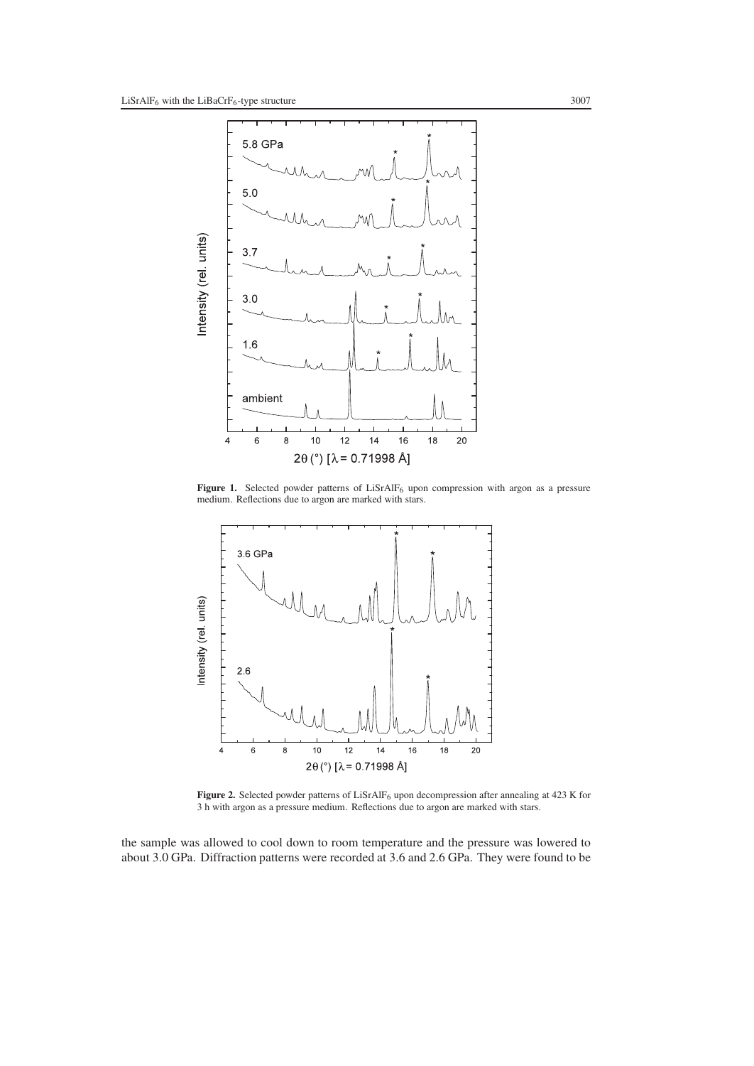**Figure 1.** Selected powder patterns of $LiSrAlF_6$ upon compression with argon as a pressure medium. Reflections due to argon are marked with stars.

**Figure 2.** Selected powder patterns of $LiSrAlF_6$ upon decompression after annealing at 423 K for 3 h with argon as a pressure medium. Reflections due to argon are marked with stars.

the sample was allowed to cool down to room temperature and the pressure was lowered to about 3.0 GPa. Diffraction patterns were recorded at 3.6 and 2.6 GPa. They were found to be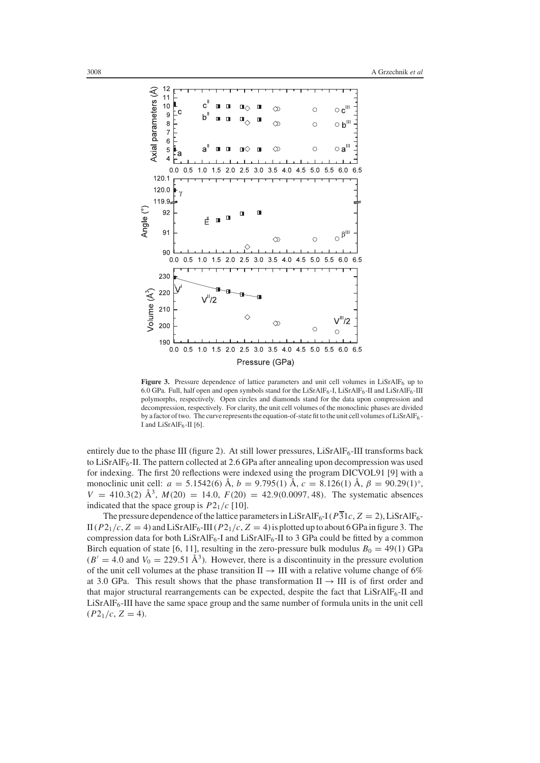**Figure 3.** Pressure dependence of lattice parameters and unit cell volumes in $LiSrAlF_6$ up to 6.0 GPa. Full, half open and open symbols stand for the $LiSrAlF_6$-I, $LiSrAlF_6$-II and $LiSrAlF_6$-III polymorphs, respectively. Open circles and diamonds stand for the data upon compression and decompression, respectively. For clarity, the unit cell volumes of the monoclinic phases are divided by a factor of two. The curve represents the equation-of-state fit to the unit cell volumes of $LiSrAlF_6$-I and $LiSrAlF_6$-II [6].

entirely due to the phase III (figure 2). At still lower pressures, $LiSrAlF_6$-III transforms back to $LiSrAlF_6$-II. The pattern collected at 2.6 GPa after annealing upon decompression was used for indexing. The first 20 reflections were indexed using the program DICVOL91 [9] with a monoclinic unit cell: $a = 5.1542(6)$ Å, $b = 9.795(1)$ Å, $c = 8.126(1)$ Å, $\beta = 90.29(1)°$, $V = 410.3(2)$ Å$^3$, $M(20) = 14.0$, $F(20) = 42.9(0.0097, 48)$. The systematic absences indicated that the space group is $P2_1/c$ [10].

The pressure dependence of the lattice parameters in $LiSrAlF_6$-I ($P\overline{3}1c$, $Z = 2$), $LiSrAlF_6$-II ($P2_1/c$, $Z = 4$) and $LiSrAlF_6$-III ($P2_1/c$, $Z = 4$) is plotted up to about 6 GPa in figure 3. The compression data for both $LiSrAlF_6$-I and $LiSrAlF_6$-II to 3 GPa could be fitted by a common Birch equation of state [6, 11], resulting in the zero-pressure bulk modulus $B_0 = 49(1)$ GPa ($B' = 4.0$ and $V_0 = 229.51$ Å$^3$). However, there is a discontinuity in the pressure evolution of the unit cell volumes at the phase transition II $\rightarrow$ III with a relative volume change of 6% at 3.0 GPa. This result shows that the phase transformation II $\rightarrow$ III is of first order and that major structural rearrangements can be expected, despite the fact that $LiSrAlF_6$-II and $LiSrAlF_6$-III have the same space group and the same number of formula units in the unit cell ($P2_1/c$, $Z = 4$).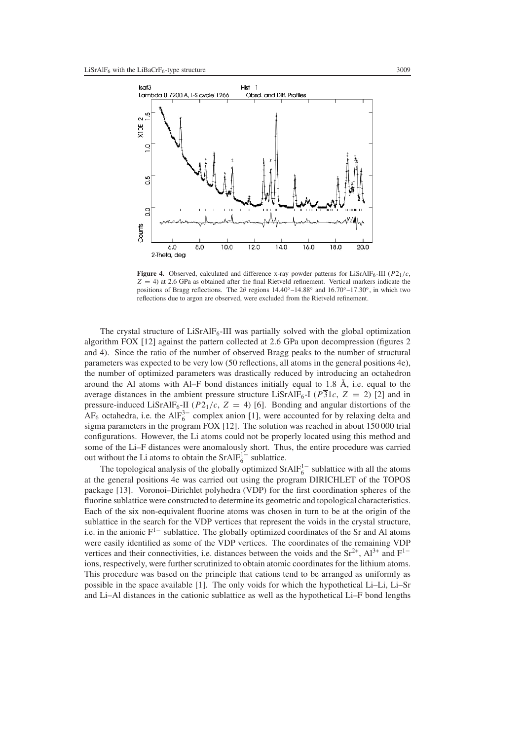**Figure 4.** Observed, calculated and difference x-ray powder patterns for $LiSrAlF_6$-III ($P2_1/c$, $Z = 4$) at 2.6 GPa as obtained after the final Rietveld refinement. Vertical markers indicate the positions of Bragg reflections. The $2\theta$ regions 14.40°–14.88° and 16.70°–17.30°, in which two reflections due to argon are observed, were excluded from the Rietveld refinement.

The crystal structure of $LiSrAlF_6$-III was partially solved with the global optimization algorithm FOX [12] against the pattern collected at 2.6 GPa upon decompression (figures 2 and 4). Since the ratio of the number of observed Bragg peaks to the number of structural parameters was expected to be very low (50 reflections, all atoms in the general positions 4e), the number of optimized parameters was drastically reduced by introducing an octahedron around the Al atoms with Al–F bond distances initially equal to 1.8 Å, i.e. equal to the average distances in the ambient pressure structure $LiSrAlF_6$-I ($P\overline{3}1c$, $Z = 2$) [2] and in pressure-induced $LiSrAlF_6$-II ($P2_1/c$, $Z = 4$) [6]. Bonding and angular distortions of the $AF_6$ octahedra, i.e. the $AlF_6^{3-}$ complex anion [1], were accounted for by relaxing delta and sigma parameters in the program FOX [12]. The solution was reached in about 150 000 trial configurations. However, the Li atoms could not be properly located using this method and some of the Li–F distances were anomalously short. Thus, the entire procedure was carried out without the Li atoms to obtain the $SrAlF_6^{1-}$ sublattice.

The topological analysis of the globally optimized $SrAlF_6^{1-}$ sublattice with all the atoms at the general positions 4e was carried out using the program DIRICHLET of the TOPOS package [13]. Voronoi–Dirichlet polyhedra (VDP) for the first coordination spheres of the fluorine sublattice were constructed to determine its geometric and topological characteristics. Each of the six non-equivalent fluorine atoms was chosen in turn to be at the origin of the sublattice in the search for the VDP vertices that represent the voids in the crystal structure, i.e. in the anionic $F^{1-}$ sublattice. The globally optimized coordinates of the Sr and Al atoms were easily identified as some of the VDP vertices. The coordinates of the remaining VDP vertices and their connectivities, i.e. distances between the voids and the $Sr^{2+}$, $Al^{3+}$ and $F^{1-}$ ions, respectively, were further scrutinized to obtain atomic coordinates for the lithium atoms. This procedure was based on the principle that cations tend to be arranged as uniformly as possible in the space available [1]. The only voids for which the hypothetical Li–Li, Li–Sr and Li–Al distances in the cationic sublattice as well as the hypothetical Li–F bond lengths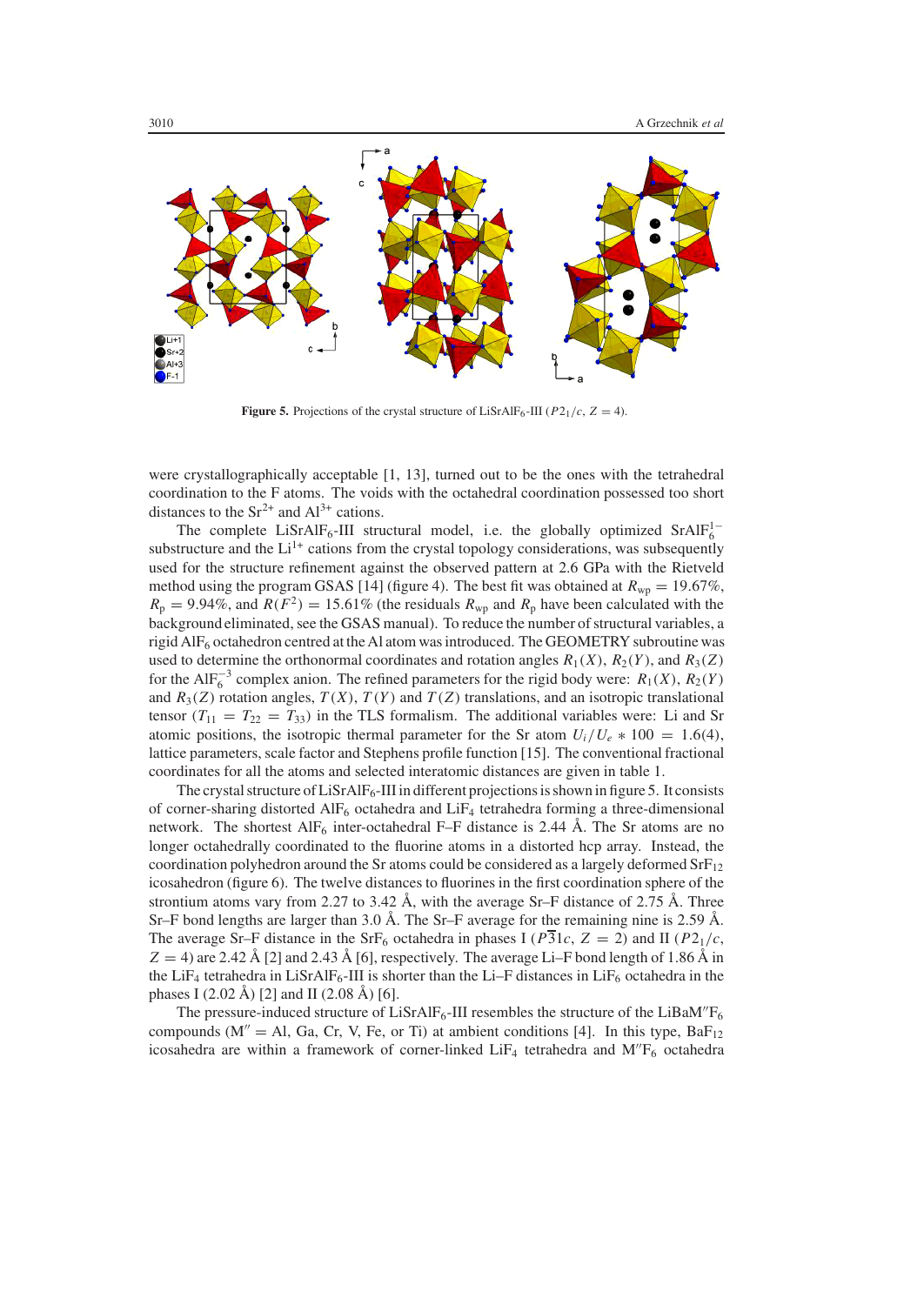**Figure 5.** Projections of the crystal structure of $LiSrAlF_6$-III ($P2_1/c$, $Z = 4$).

were crystallographically acceptable [1, 13], turned out to be the ones with the tetrahedral coordination to the F atoms. The voids with the octahedral coordination possessed too short distances to the $Sr^{2+}$ and $Al^{3+}$ cations.

The complete $LiSrAlF_6$-III structural model, i.e. the globally optimized $SrAlF_6^{1-}$ substructure and the $Li^{1+}$ cations from the crystal topology considerations, was subsequently used for the structure refinement against the observed pattern at 2.6 GPa with the Rietveld method using the program GSAS [14] (figure 4). The best fit was obtained at $R_{wp} = 19.67\%$, $R_p = 9.94\%$, and $R(F^2) = 15.61\%$ (the residuals $R_{wp}$ and $R_p$ have been calculated with the background eliminated, see the GSAS manual). To reduce the number of structural variables, a rigid $AlF_6$ octahedron centred at the Al atom was introduced. The GEOMETRY subroutine was used to determine the orthonormal coordinates and rotation angles $R_1(X)$, $R_2(Y)$, and $R_3(Z)$ for the $AlF_6^{-3}$ complex anion. The refined parameters for the rigid body were: $R_1(X)$, $R_2(Y)$ and $R_3(Z)$ rotation angles, $T(X)$, $T(Y)$ and $T(Z)$ translations, and an isotropic translational tensor ($T_{11} = T_{22} = T_{33}$) in the TLS formalism. The additional variables were: Li and Sr atomic positions, the isotropic thermal parameter for the Sr atom $U_i/U_e * 100 = 1.6(4)$, lattice parameters, scale factor and Stephens profile function [15]. The conventional fractional coordinates for all the atoms and selected interatomic distances are given in table 1.

The crystal structure of $LiSrAlF_6$-III in different projections is shown in figure 5. It consists of corner-sharing distorted $AlF_6$ octahedra and $LiF_4$ tetrahedra forming a three-dimensional network. The shortest $AlF_6$ inter-octahedral F–F distance is 2.44 Å. The Sr atoms are no longer octahedrally coordinated to the fluorine atoms in a distorted hcp array. Instead, the coordination polyhedron around the Sr atoms could be considered as a largely deformed $SrF_{12}$ icosahedron (figure 6). The twelve distances to fluorines in the first coordination sphere of the strontium atoms vary from 2.27 to 3.42 Å, with the average Sr–F distance of 2.75 Å. Three Sr–F bond lengths are larger than 3.0 Å. The Sr–F average for the remaining nine is 2.59 Å. The average Sr–F distance in the $SrF_6$ octahedra in phases I ($P\overline{3}1c$, $Z = 2$) and II ($P2_1/c$, $Z = 4$) are 2.42 Å [2] and 2.43 Å [6], respectively. The average Li–F bond length of 1.86 Å in the $LiF_4$ tetrahedra in $LiSrAlF_6$-III is shorter than the Li–F distances in $LiF_6$ octahedra in the phases I (2.02 Å) [2] and II (2.08 Å) [6].

The pressure-induced structure of $LiSrAlF_6$-III resembles the structure of the $LiBaM''F_6$ compounds ($M''$ = Al, Ga, Cr, V, Fe, or Ti) at ambient conditions [4]. In this type, $BaF_{12}$ icosahedra are within a framework of corner-linked $LiF_4$ tetrahedra and $M''F_6$ octahedra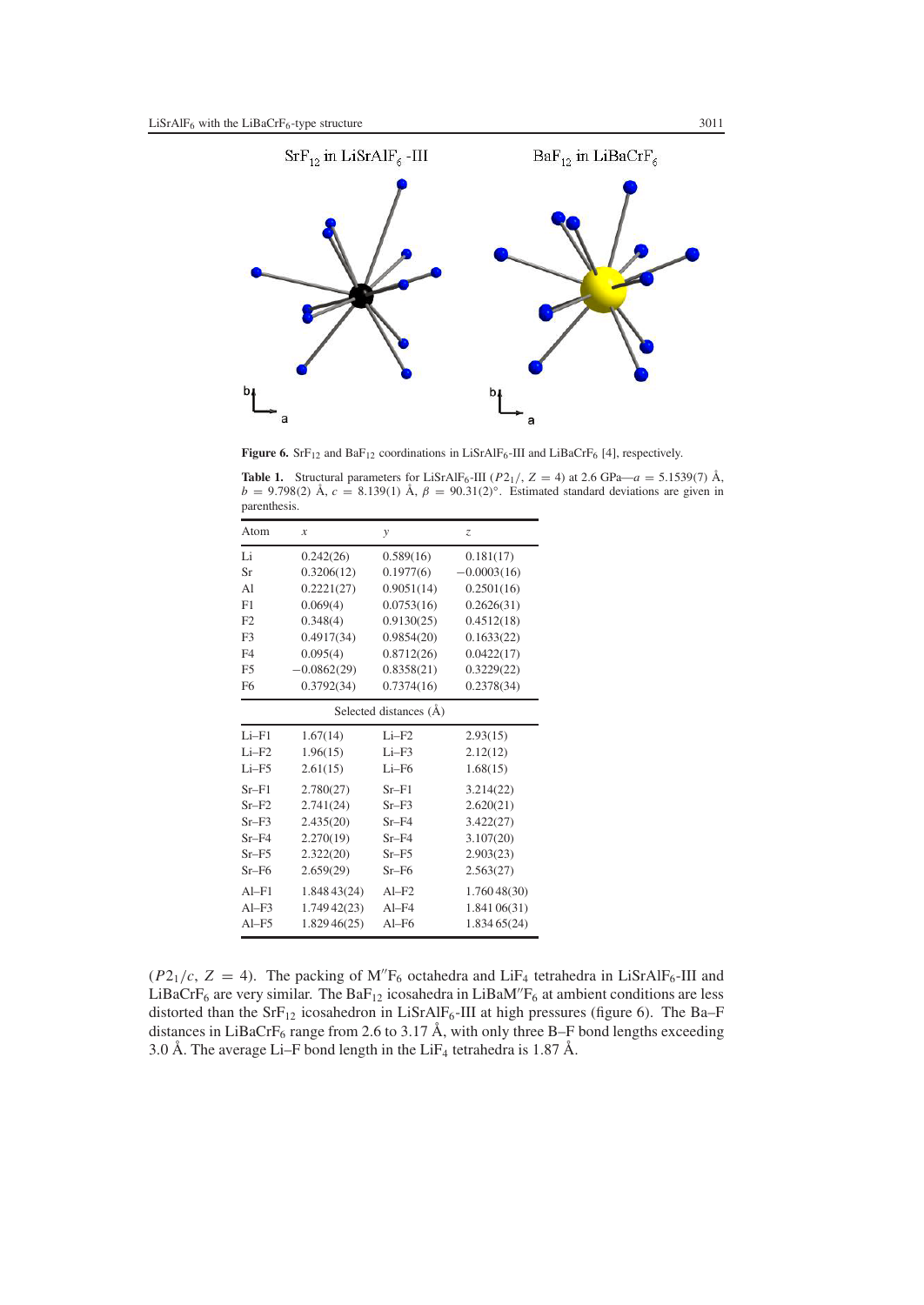**Figure 6.** $SrF_{12}$ and $BaF_{12}$ coordinations in $LiSrAlF_6$-III and $LiBaCrF_6$ [4], respectively.

**Table 1.** Structural parameters for $LiSrAlF_6$-III ($P2_1/$, $Z = 4$) at 2.6 GPa—$a = 5.1539(7)$ Å, $b = 9.798(2)$ Å, $c = 8.139(1)$ Å, $\beta = 90.31(2)°$. Estimated standard deviations are given in parenthesis.

| Atom | $x$ | $y$ | $z$ |
|---|---|---|---|
| Li | 0.242(26) | 0.589(16) | 0.181(17) |
| Sr | 0.3206(12) | 0.1977(6) | −0.0003(16) |
| Al | 0.2221(27) | 0.9051(14) | 0.2501(16) |
| F1 | 0.069(4) | 0.0753(16) | 0.2626(31) |
| F2 | 0.348(4) | 0.9130(25) | 0.4512(18) |
| F3 | 0.4917(34) | 0.9854(20) | 0.1633(22) |
| F4 | 0.095(4) | 0.8712(26) | 0.0422(17) |
| F5 | −0.0862(29) | 0.8358(21) | 0.3229(22) |
| F6 | 0.3792(34) | 0.7374(16) | 0.2378(34) |
| | Selected distances (Å) | | |
| Li–F1 | 1.67(14) | Li–F2 | 2.93(15) |
| Li–F2 | 1.96(15) | Li–F3 | 2.12(12) |
| Li–F5 | 2.61(15) | Li–F6 | 1.68(15) |
| Sr–F1 | 2.780(27) | Sr–F1 | 3.214(22) |
| Sr–F2 | 2.741(24) | Sr–F3 | 2.620(21) |
| Sr–F3 | 2.435(20) | Sr–F4 | 3.422(27) |
| Sr–F4 | 2.270(19) | Sr–F4 | 3.107(20) |
| Sr–F5 | 2.322(20) | Sr–F5 | 2.903(23) |
| Sr–F6 | 2.659(29) | Sr–F6 | 2.563(27) |
| Al–F1 | 1.848 43(24) | Al–F2 | 1.760 48(30) |
| Al–F3 | 1.749 42(23) | Al–F4 | 1.841 06(31) |
| Al–F5 | 1.829 46(25) | Al–F6 | 1.834 65(24) |

($P2_1/c$, $Z = 4$). The packing of $M''F_6$ octahedra and $LiF_4$ tetrahedra in $LiSrAlF_6$-III and $LiBaCrF_6$ are very similar. The $BaF_{12}$ icosahedra in $LiBaM''F_6$ at ambient conditions are less distorted than the $SrF_{12}$ icosahedron in $LiSrAlF_6$-III at high pressures (figure 6). The Ba–F distances in $LiBaCrF_6$ range from 2.6 to 3.17 Å, with only three B–F bond lengths exceeding 3.0 Å. The average Li–F bond length in the $LiF_4$ tetrahedra is 1.87 Å.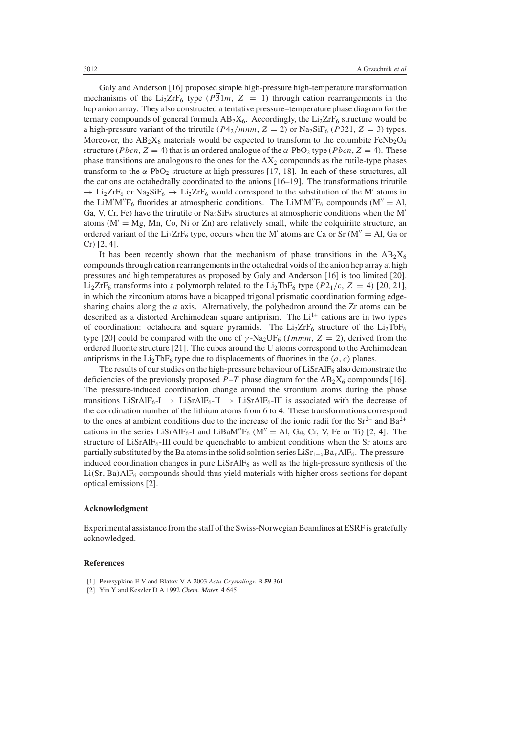Galy and Anderson [16] proposed simple high-pressure high-temperature transformation mechanisms of the $Li_2ZrF_6$ type ($P\overline{3}1m$, $Z = 1$) through cation rearrangements in the hcp anion array. They also constructed a tentative pressure–temperature phase diagram for the ternary compounds of general formula $AB_2X_6$. Accordingly, the $Li_2ZrF_6$ structure would be a high-pressure variant of the trirutile ($P4_2/mnm$, $Z = 2$) or $Na_2SiF_6$ ($P321$, $Z = 3$) types. Moreover, the $AB_2X_6$ materials would be expected to transform to the columbite $FeNb_2O_4$ structure ($Pbcn$, $Z = 4$) that is an ordered analogue of the $\alpha$-$PbO_2$ type ($Pbcn$, $Z = 4$). These phase transitions are analogous to the ones for the $AX_2$ compounds as the rutile-type phases transform to the $\alpha$-$PbO_2$ structure at high pressures [17, 18]. In each of these structures, all the cations are octahedrally coordinated to the anions [16–19]. The transformations trirutile $\rightarrow$ $Li_2ZrF_6$ or $Na_2SiF_6$ $\rightarrow$ $Li_2ZrF_6$ would correspond to the substitution of the M′ atoms in the $LiM'M''F_6$ fluorides at atmospheric conditions. The $LiM'M''F_6$ compounds ($M''$ = Al, Ga, V, Cr, Fe) have the trirutile or $Na_2SiF_6$ structures at atmospheric conditions when the M′ atoms ($M'$ = Mg, Mn, Co, Ni or Zn) are relatively small, while the colquiriite structure, an ordered variant of the $Li_2ZrF_6$ type, occurs when the M′ atoms are Ca or Sr ($M''$ = Al, Ga or Cr) [2, 4].

It has been recently shown that the mechanism of phase transitions in the $AB_2X_6$ compounds through cation rearrangements in the octahedral voids of the anion hcp array at high pressures and high temperatures as proposed by Galy and Anderson [16] is too limited [20]. $Li_2ZrF_6$ transforms into a polymorph related to the $Li_2TbF_6$ type ($P2_1/c$, $Z = 4$) [20, 21], in which the zirconium atoms have a bicapped trigonal prismatic coordination forming edge-sharing chains along the $a$ axis. Alternatively, the polyhedron around the Zr atoms can be described as a distorted Archimedean square antiprism. The $Li^{1+}$ cations are in two types of coordination: octahedra and square pyramids. The $Li_2ZrF_6$ structure of the $Li_2TbF_6$ type [20] could be compared with the one of $\gamma$-$Na_2UF_6$ ($Immm$, $Z = 2$), derived from the ordered fluorite structure [21]. The cubes around the U atoms correspond to the Archimedean antiprisms in the $Li_2TbF_6$ type due to displacements of fluorines in the $(a, c)$ planes.

The results of our studies on the high-pressure behaviour of $LiSrAlF_6$ also demonstrate the deficiencies of the previously proposed $P$–$T$ phase diagram for the $AB_2X_6$ compounds [16]. The pressure-induced coordination change around the strontium atoms during the phase transitions $LiSrAlF_6$-I $\rightarrow$ $LiSrAlF_6$-II $\rightarrow$ $LiSrAlF_6$-III is associated with the decrease of the coordination number of the lithium atoms from 6 to 4. These transformations correspond to the ones at ambient conditions due to the increase of the ionic radii for the $Sr^{2+}$ and $Ba^{2+}$ cations in the series $LiSrAlF_6$-I and $LiBaM''F_6$ ($M''$ = Al, Ga, Cr, V, Fe or Ti) [2, 4]. The structure of $LiSrAlF_6$-III could be quenchable to ambient conditions when the Sr atoms are partially substituted by the Ba atoms in the solid solution series $LiSr_{1-x}Ba_xAlF_6$. The pressure-induced coordination changes in pure $LiSrAlF_6$ as well as the high-pressure synthesis of the $Li(Sr, Ba)AlF_6$ compounds should thus yield materials with higher cross sections for dopant optical emissions [2].

## Acknowledgment

Experimental assistance from the staff of the Swiss-Norwegian Beamlines at ESRF is gratefully acknowledged.

## References

[1] Peresypkina E V and Blatov V A 2003 *Acta Crystallogr.* B **59** 361

[2] Yin Y and Keszler D A 1992 *Chem. Mater.* **4** 645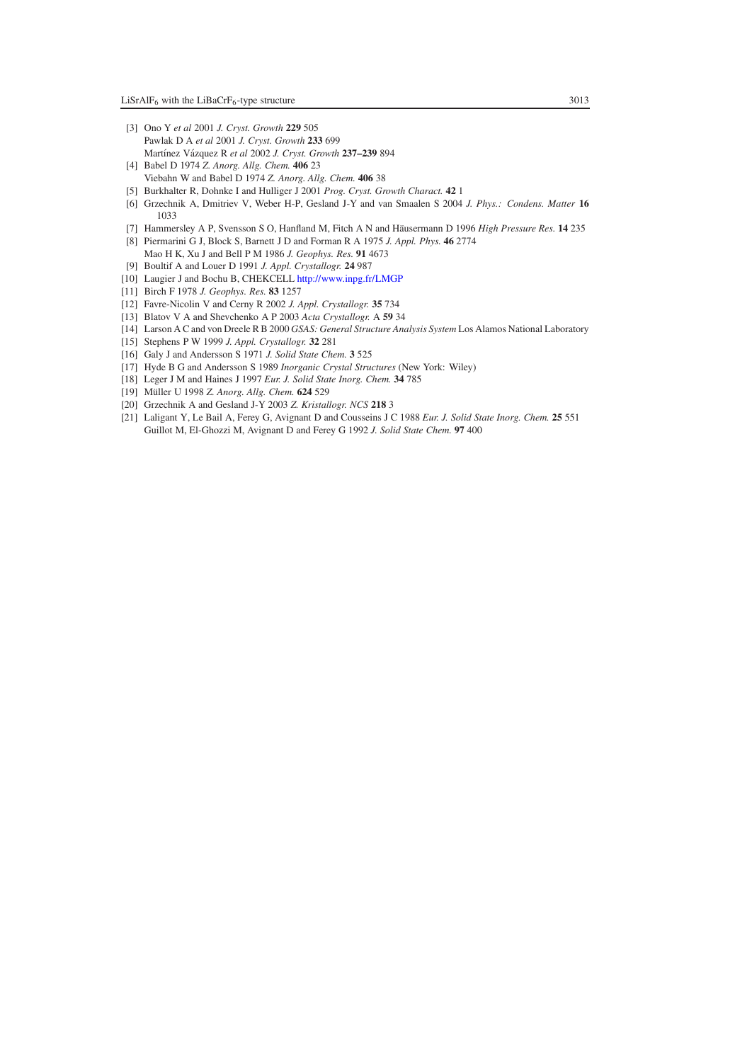- [3] Ono Y *et al* 2001 *J. Cryst. Growth* **229** 505
  Pawlak D A *et al* 2001 *J. Cryst. Growth* **233** 699
  Martínez Vázquez R *et al* 2002 *J. Cryst. Growth* **237–239** 894
- [4] Babel D 1974 *Z. Anorg. Allg. Chem.* **406** 23
  Viebahn W and Babel D 1974 *Z. Anorg. Allg. Chem.* **406** 38
- [5] Burkhalter R, Dohnke I and Hulliger J 2001 *Prog. Cryst. Growth Charact.* **42** 1
- [6] Grzechnik A, Dmitriev V, Weber H-P, Gesland J-Y and van Smaalen S 2004 *J. Phys.: Condens. Matter* **16** 1033
- [7] Hammersley A P, Svensson S O, Hanfland M, Fitch A N and Häusermann D 1996 *High Pressure Res.* **14** 235
- [8] Piermarini G J, Block S, Barnett J D and Forman R A 1975 *J. Appl. Phys.* **46** 2774
  Mao H K, Xu J and Bell P M 1986 *J. Geophys. Res.* **91** 4673
- [9] Boultif A and Louer D 1991 *J. Appl. Crystallogr.* **24** 987
- [10] Laugier J and Bochu B, CHEKCELL http://www.inpg.fr/LMGP
- [11] Birch F 1978 *J. Geophys. Res.* **83** 1257
- [12] Favre-Nicolin V and Cerny R 2002 *J. Appl. Crystallogr.* **35** 734
- [13] Blatov V A and Shevchenko A P 2003 *Acta Crystallogr.* A **59** 34
- [14] Larson A C and von Dreele R B 2000 *GSAS: General Structure Analysis System* Los Alamos National Laboratory
- [15] Stephens P W 1999 *J. Appl. Crystallogr.* **32** 281
- [16] Galy J and Andersson S 1971 *J. Solid State Chem.* **3** 525
- [17] Hyde B G and Andersson S 1989 *Inorganic Crystal Structures* (New York: Wiley)
- [18] Leger J M and Haines J 1997 *Eur. J. Solid State Inorg. Chem.* **34** 785
- [19] Müller U 1998 *Z. Anorg. Allg. Chem.* **624** 529
- [20] Grzechnik A and Gesland J-Y 2003 *Z. Kristallogr. NCS* **218** 3
- [21] Laligant Y, Le Bail A, Ferey G, Avignant D and Cousseins J C 1988 *Eur. J. Solid State Inorg. Chem.* **25** 551
  Guillot M, El-Ghozzi M, Avignant D and Ferey G 1992 *J. Solid State Chem.* **97** 400